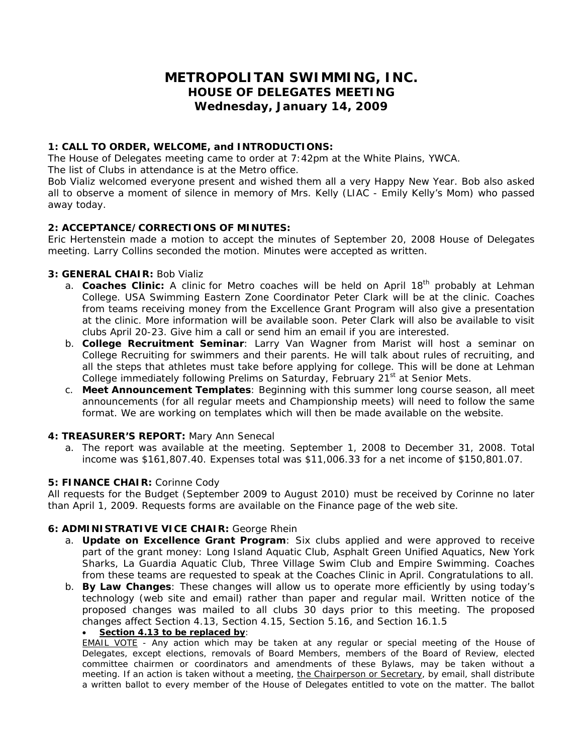# METROPOLITAN SWIMMING, INC.
## HOUSE OF DELEGATES MEETING
## Wednesday, January 14, 2009

**1: CALL TO ORDER, WELCOME, and INTRODUCTIONS:**

The House of Delegates meeting came to order at 7:42pm at the White Plains, YWCA.
The list of Clubs in attendance is at the Metro office.
Bob Vializ welcomed everyone present and wished them all a very Happy New Year. Bob also asked all to observe a moment of silence in memory of Mrs. Kelly (LIAC - Emily Kelly's Mom) who passed away today.

**2: ACCEPTANCE/CORRECTIONS OF MINUTES:**

Eric Hertenstein made a motion to accept the minutes of September 20, 2008 House of Delegates meeting. Larry Collins seconded the motion. Minutes were accepted as written.

**3: GENERAL CHAIR:** Bob Vializ

a. **Coaches Clinic:** A clinic for Metro coaches will be held on April 18th probably at Lehman College. USA Swimming Eastern Zone Coordinator Peter Clark will be at the clinic. Coaches from teams receiving money from the Excellence Grant Program will also give a presentation at the clinic. More information will be available soon. Peter Clark will also be available to visit clubs April 20-23. Give him a call or send him an email if you are interested.
b. **College Recruitment Seminar**: Larry Van Wagner from Marist will host a seminar on College Recruiting for swimmers and their parents. He will talk about rules of recruiting, and all the steps that athletes must take before applying for college. This will be done at Lehman College immediately following Prelims on Saturday, February 21st at Senior Mets.
c. **Meet Announcement Templates**: Beginning with this summer long course season, all meet announcements (for all regular meets and Championship meets) will need to follow the same format. We are working on templates which will then be made available on the website.

**4: TREASURER'S REPORT:** Mary Ann Senecal

a. The report was available at the meeting. September 1, 2008 to December 31, 2008. Total income was $161,807.40. Expenses total was $11,006.33 for a net income of $150,801.07.

**5: FINANCE CHAIR:** Corinne Cody

All requests for the Budget (September 2009 to August 2010) must be received by Corinne no later than April 1, 2009. Requests forms are available on the Finance page of the web site.

**6: ADMINISTRATIVE VICE CHAIR:** George Rhein

a. **Update on Excellence Grant Program**: Six clubs applied and were approved to receive part of the grant money: Long Island Aquatic Club, Asphalt Green Unified Aquatics, New York Sharks, La Guardia Aquatic Club, Three Village Swim Club and Empire Swimming. Coaches from these teams are requested to speak at the Coaches Clinic in April. Congratulations to all.
b. **By Law Changes**: These changes will allow us to operate more efficiently by using today's technology (web site and email) rather than paper and regular mail. Written notice of the proposed changes was mailed to all clubs 30 days prior to this meeting. The proposed changes affect Section 4.13, Section 4.15, Section 5.16, and Section 16.1.5
   - **Section 4.13 to be replaced by**:

   EMAIL VOTE - Any action which may be taken at any regular or special meeting of the House of Delegates, except elections, removals of Board Members, members of the Board of Review, elected committee chairmen or coordinators and amendments of these Bylaws, may be taken without a meeting. If an action is taken without a meeting, the Chairperson or Secretary, by email, shall distribute a written ballot to every member of the House of Delegates entitled to vote on the matter. The ballot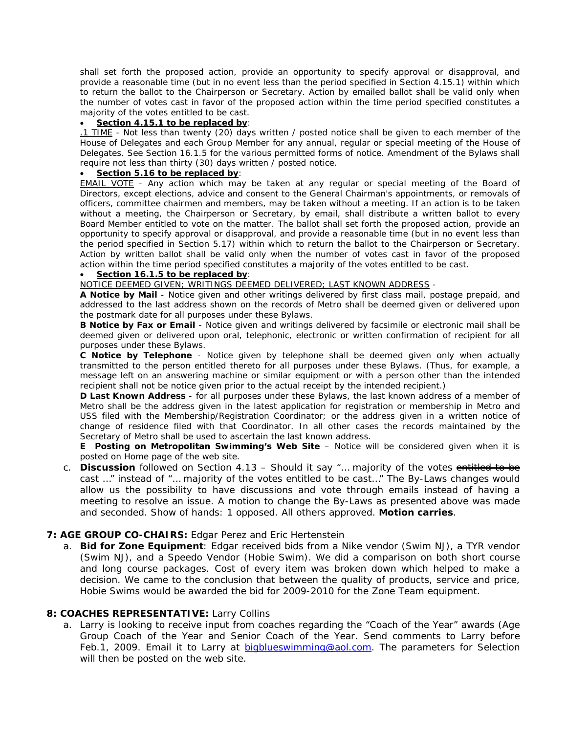shall set forth the proposed action, provide an opportunity to specify approval or disapproval, and provide a reasonable time (but in no event less than the period specified in Section 4.15.1) within which to return the ballot to the Chairperson or Secretary. Action by emailed ballot shall be valid only when the number of votes cast in favor of the proposed action within the time period specified constitutes a majority of the votes entitled to be cast.

- **Section 4.15.1 to be replaced by**:

.1 TIME - Not less than twenty (20) days written / posted notice shall be given to each member of the House of Delegates and each Group Member for any annual, regular or special meeting of the House of Delegates. See Section 16.1.5 for the various permitted forms of notice. Amendment of the Bylaws shall require not less than thirty (30) days written / posted notice.

- **Section 5.16 to be replaced by**:

EMAIL VOTE - Any action which may be taken at any regular or special meeting of the Board of Directors, except elections, advice and consent to the General Chairman's appointments, or removals of officers, committee chairmen and members, may be taken without a meeting. If an action is to be taken without a meeting, the Chairperson or Secretary, by email, shall distribute a written ballot to every Board Member entitled to vote on the matter. The ballot shall set forth the proposed action, provide an opportunity to specify approval or disapproval, and provide a reasonable time (but in no event less than the period specified in Section 5.17) within which to return the ballot to the Chairperson or Secretary. Action by written ballot shall be valid only when the number of votes cast in favor of the proposed action within the time period specified constitutes a majority of the votes entitled to be cast.

- **Section 16.1.5 to be replaced by**:

NOTICE DEEMED GIVEN; WRITINGS DEEMED DELIVERED; LAST KNOWN ADDRESS -

**A Notice by Mail** - Notice given and other writings delivered by first class mail, postage prepaid, and addressed to the last address shown on the records of Metro shall be deemed given or delivered upon the postmark date for all purposes under these Bylaws.

**B Notice by Fax or Email** - Notice given and writings delivered by facsimile or electronic mail shall be deemed given or delivered upon oral, telephonic, electronic or written confirmation of recipient for all purposes under these Bylaws.

**C Notice by Telephone** - Notice given by telephone shall be deemed given only when actually transmitted to the person entitled thereto for all purposes under these Bylaws. (Thus, for example, a message left on an answering machine or similar equipment or with a person other than the intended recipient shall not be notice given prior to the actual receipt by the intended recipient.)

**D Last Known Address** - for all purposes under these Bylaws, the last known address of a member of Metro shall be the address given in the latest application for registration or membership in Metro and USS filed with the Membership/Registration Coordinator; or the address given in a written notice of change of residence filed with that Coordinator. In all other cases the records maintained by the Secretary of Metro shall be used to ascertain the last known address.

**E Posting on Metropolitan Swimming's Web Site** – Notice will be considered given when it is posted on Home page of the web site.

c. **Discussion** followed on Section 4.13 – Should it say "… majority of the votes ~~entitled to be~~ cast …" instead of "… majority of the votes entitled to be cast…" The By-Laws changes would allow us the possibility to have discussions and vote through emails instead of having a meeting to resolve an issue. A motion to change the By-Laws as presented above was made and seconded. Show of hands: 1 opposed. All others approved. **Motion carries**.

## 7: AGE GROUP CO-CHAIRS: Edgar Perez and Eric Hertenstein

a. **Bid for Zone Equipment**: Edgar received bids from a Nike vendor (Swim NJ), a TYR vendor (Swim NJ), and a Speedo Vendor (Hobie Swim). We did a comparison on both short course and long course packages. Cost of every item was broken down which helped to make a decision. We came to the conclusion that between the quality of products, service and price, Hobie Swims would be awarded the bid for 2009-2010 for the Zone Team equipment.

## 8: COACHES REPRESENTATIVE: Larry Collins

a. Larry is looking to receive input from coaches regarding the "Coach of the Year" awards (Age Group Coach of the Year and Senior Coach of the Year. Send comments to Larry before Feb.1, 2009. Email it to Larry at bigblueswimming@aol.com. The parameters for Selection will then be posted on the web site.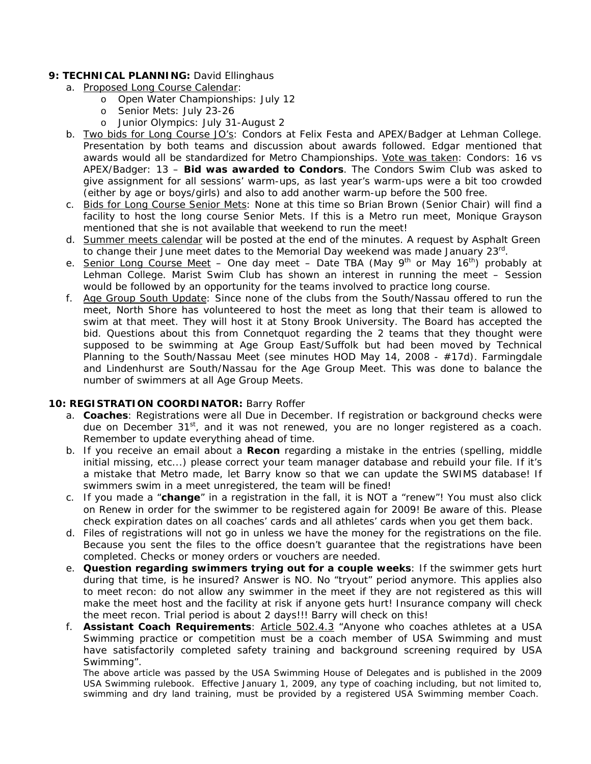**9: TECHNICAL PLANNING:** David Ellinghaus

a. <u>Proposed Long Course Calendar</u>:
   - Open Water Championships: July 12
   - Senior Mets: July 23-26
   - Junior Olympics: July 31-August 2

b. <u>Two bids for Long Course JO's</u>: Condors at Felix Festa and APEX/Badger at Lehman College. Presentation by both teams and discussion about awards followed. Edgar mentioned that awards would all be standardized for Metro Championships. <u>Vote was taken</u>: Condors: 16 vs APEX/Badger: 13 – **Bid was awarded to Condors**. The Condors Swim Club was asked to give assignment for all sessions' warm-ups, as last year's warm-ups were a bit too crowded (either by age or boys/girls) and also to add another warm-up before the 500 free.

c. <u>Bids for Long Course Senior Mets</u>: None at this time so Brian Brown (Senior Chair) will find a facility to host the long course Senior Mets. If this is a Metro run meet, Monique Grayson mentioned that she is not available that weekend to run the meet!

d. <u>Summer meets calendar</u> will be posted at the end of the minutes. A request by Asphalt Green to change their June meet dates to the Memorial Day weekend was made January 23rd.

e. <u>Senior Long Course Meet</u> – One day meet – Date TBA (May 9th or May 16th) probably at Lehman College. Marist Swim Club has shown an interest in running the meet – Session would be followed by an opportunity for the teams involved to practice long course.

f. <u>Age Group South Update</u>: Since none of the clubs from the South/Nassau offered to run the meet, North Shore has volunteered to host the meet as long that their team is allowed to swim at that meet. They will host it at Stony Brook University. The Board has accepted the bid. Questions about this from Connetquot regarding the 2 teams that they thought were supposed to be swimming at Age Group East/Suffolk but had been moved by Technical Planning to the South/Nassau Meet (see minutes HOD May 14, 2008 - #17d). Farmingdale and Lindenhurst are South/Nassau for the Age Group Meet. This was done to balance the number of swimmers at all Age Group Meets.

**10: REGISTRATION COORDINATOR:** Barry Roffer

a. **Coaches**: Registrations were all Due in December. If registration or background checks were due on December 31st, and it was not renewed, you are no longer registered as a coach. Remember to update everything ahead of time.

b. If you receive an email about a **Recon** regarding a mistake in the entries (spelling, middle initial missing, etc...) please correct your team manager database and rebuild your file. If it's a mistake that Metro made, let Barry know so that we can update the SWIMS database! If swimmers swim in a meet unregistered, the team will be fined!

c. If you made a "**change**" in a registration in the fall, it is NOT a "renew"! You must also click on Renew in order for the swimmer to be registered again for 2009! Be aware of this. Please check expiration dates on all coaches' cards and all athletes' cards when you get them back.

d. Files of registrations will not go in unless we have the money for the registrations on the file. Because you sent the files to the office doesn't guarantee that the registrations have been completed. Checks or money orders or vouchers are needed.

e. **Question regarding swimmers trying out for a couple weeks**: If the swimmer gets hurt during that time, is he insured? Answer is NO. No "tryout" period anymore. This applies also to meet recon: do not allow any swimmer in the meet if they are not registered as this will make the meet host and the facility at risk if anyone gets hurt! Insurance company will check the meet recon. Trial period is about 2 days!!! Barry will check on this!

f. **Assistant Coach Requirements**: <u>Article 502.4.3</u> "Anyone who coaches athletes at a USA Swimming practice or competition must be a coach member of USA Swimming and must have satisfactorily completed safety training and background screening required by USA Swimming".

   The above article was passed by the USA Swimming House of Delegates and is published in the 2009 USA Swimming rulebook. Effective January 1, 2009, any type of coaching including, but not limited to, swimming and dry land training, must be provided by a registered USA Swimming member Coach.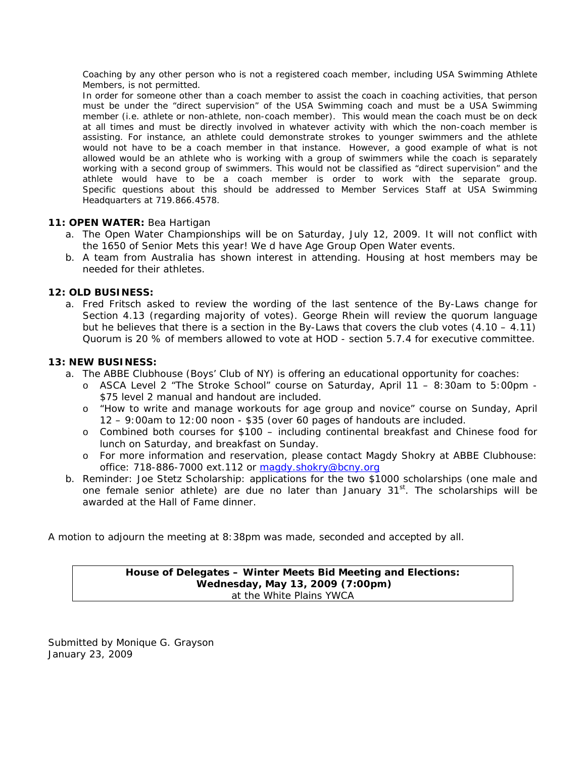Coaching by any other person who is not a registered coach member, including USA Swimming Athlete Members, is not permitted.

In order for someone other than a coach member to assist the coach in coaching activities, that person must be under the "direct supervision" of the USA Swimming coach and must be a USA Swimming member (i.e. athlete or non-athlete, non-coach member). This would mean the coach must be on deck at all times and must be directly involved in whatever activity with which the non-coach member is assisting. For instance, an athlete could demonstrate strokes to younger swimmers and the athlete would not have to be a coach member in that instance. However, a good example of what is not allowed would be an athlete who is working with a group of swimmers while the coach is separately working with a second group of swimmers. This would not be classified as "direct supervision" and the athlete would have to be a coach member is order to work with the separate group. Specific questions about this should be addressed to Member Services Staff at USA Swimming Headquarters at 719.866.4578.

**11: OPEN WATER:** Bea Hartigan

a. The Open Water Championships will be on Saturday, July 12, 2009. It will not conflict with the 1650 of Senior Mets this year! We d have Age Group Open Water events.
b. A team from Australia has shown interest in attending. Housing at host members may be needed for their athletes.

**12: OLD BUSINESS:**

a. Fred Fritsch asked to review the wording of the last sentence of the By-Laws change for Section 4.13 (regarding majority of votes). George Rhein will review the quorum language but he believes that there is a section in the By-Laws that covers the club votes (4.10 – 4.11) Quorum is 20 % of members allowed to vote at HOD - section 5.7.4 for executive committee.

**13: NEW BUSINESS:**

a. The ABBE Clubhouse (Boys' Club of NY) is offering an educational opportunity for coaches:
   - ASCA Level 2 "The Stroke School" course on Saturday, April 11 – 8:30am to 5:00pm - $75 level 2 manual and handout are included.
   - "How to write and manage workouts for age group and novice" course on Sunday, April 12 – 9:00am to 12:00 noon - $35 (over 60 pages of handouts are included.
   - Combined both courses for $100 – including continental breakfast and Chinese food for lunch on Saturday, and breakfast on Sunday.
   - For more information and reservation, please contact Magdy Shokry at ABBE Clubhouse: office: 718-886-7000 ext.112 or magdy.shokry@bcny.org
b. Reminder: Joe Stetz Scholarship: applications for the two $1000 scholarships (one male and one female senior athlete) are due no later than January 31st. The scholarships will be awarded at the Hall of Fame dinner.

A motion to adjourn the meeting at 8:38pm was made, seconded and accepted by all.

**House of Delegates – Winter Meets Bid Meeting and Elections:**
**Wednesday, May 13, 2009 (7:00pm)**
at the White Plains YWCA

Submitted by Monique G. Grayson
January 23, 2009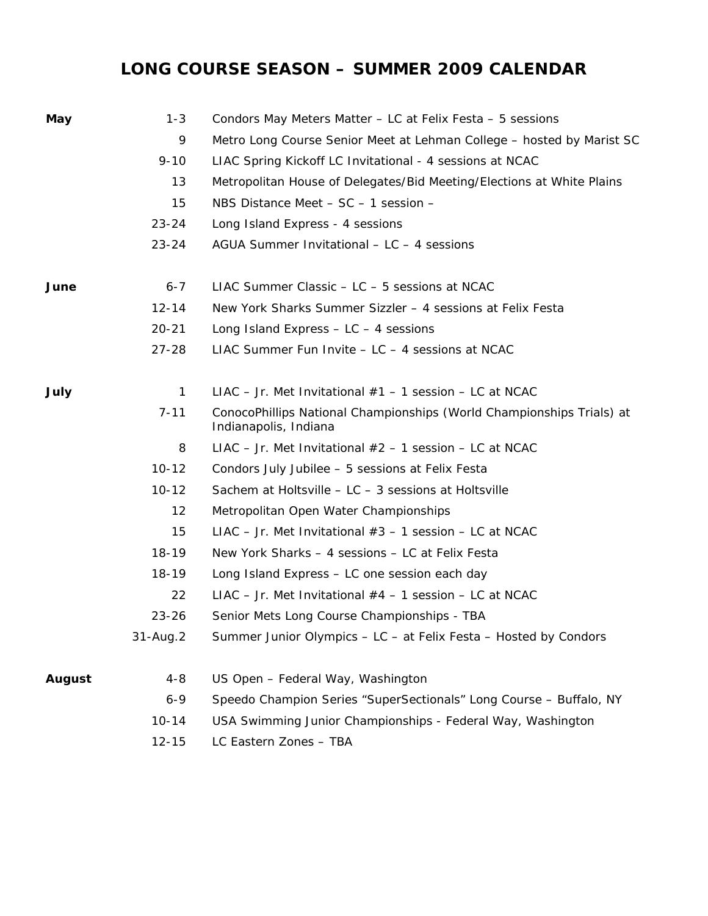# LONG COURSE SEASON – SUMMER 2009 CALENDAR

| | | |
|---|---|---|
| **May** | 1-3 | Condors May Meters Matter – LC at Felix Festa – 5 sessions |
| | 9 | Metro Long Course Senior Meet at Lehman College – hosted by Marist SC |
| | 9-10 | LIAC Spring Kickoff LC Invitational - 4 sessions at NCAC |
| | 13 | Metropolitan House of Delegates/Bid Meeting/Elections at White Plains |
| | 15 | NBS Distance Meet – SC – 1 session – |
| | 23-24 | Long Island Express - 4 sessions |
| | 23-24 | AGUA Summer Invitational – LC – 4 sessions |
| **June** | 6-7 | LIAC Summer Classic – LC – 5 sessions at NCAC |
| | 12-14 | New York Sharks Summer Sizzler – 4 sessions at Felix Festa |
| | 20-21 | Long Island Express – LC – 4 sessions |
| | 27-28 | LIAC Summer Fun Invite – LC – 4 sessions at NCAC |
| **July** | 1 | LIAC – Jr. Met Invitational #1 – 1 session – LC at NCAC |
| | 7-11 | ConocoPhillips National Championships (World Championships Trials) at Indianapolis, Indiana |
| | 8 | LIAC – Jr. Met Invitational #2 – 1 session – LC at NCAC |
| | 10-12 | Condors July Jubilee – 5 sessions at Felix Festa |
| | 10-12 | Sachem at Holtsville – LC – 3 sessions at Holtsville |
| | 12 | Metropolitan Open Water Championships |
| | 15 | LIAC – Jr. Met Invitational #3 – 1 session – LC at NCAC |
| | 18-19 | New York Sharks – 4 sessions – LC at Felix Festa |
| | 18-19 | Long Island Express – LC one session each day |
| | 22 | LIAC – Jr. Met Invitational #4 – 1 session – LC at NCAC |
| | 23-26 | Senior Mets Long Course Championships - TBA |
| | 31-Aug.2 | Summer Junior Olympics – LC – at Felix Festa – Hosted by Condors |
| **August** | 4-8 | US Open – Federal Way, Washington |
| | 6-9 | Speedo Champion Series "SuperSectionals" Long Course – Buffalo, NY |
| | 10-14 | USA Swimming Junior Championships - Federal Way, Washington |
| | 12-15 | LC Eastern Zones – TBA |